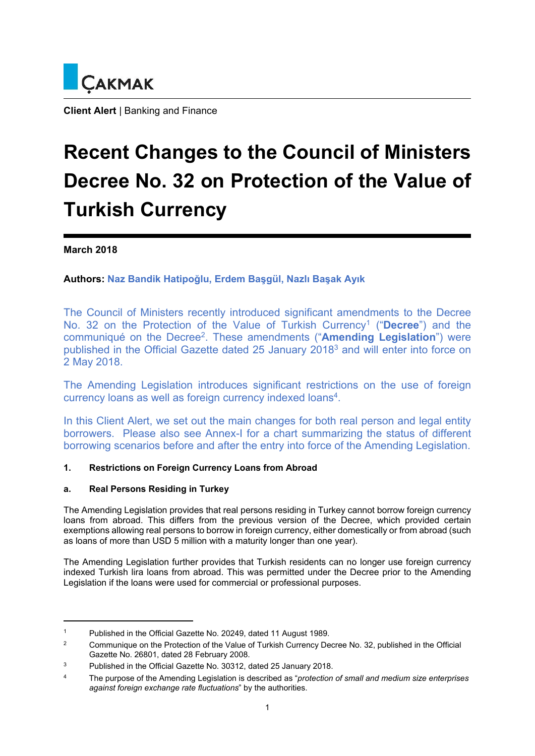ÇAKMAK

**Client Alert** | Banking and Finance

# Recent Changes to the Council of Ministers Decree No. 32 on Protection of the Value of Turkish Currency

**March 2018**

**Authors:** **Naz Bandik Hatipoğlu, Erdem Başgül, Nazlı Başak Ayık**

The Council of Ministers recently introduced significant amendments to the Decree No. 32 on the Protection of the Value of Turkish Currency[1] ("**Decree**") and the communiqué on the Decree[2]. These amendments ("**Amending Legislation**") were published in the Official Gazette dated 25 January 2018[3] and will enter into force on 2 May 2018.

The Amending Legislation introduces significant restrictions on the use of foreign currency loans as well as foreign currency indexed loans[4].

In this Client Alert, we set out the main changes for both real person and legal entity borrowers. Please also see Annex-I for a chart summarizing the status of different borrowing scenarios before and after the entry into force of the Amending Legislation.

## 1. Restrictions on Foreign Currency Loans from Abroad

### a. Real Persons Residing in Turkey

The Amending Legislation provides that real persons residing in Turkey cannot borrow foreign currency loans from abroad. This differs from the previous version of the Decree, which provided certain exemptions allowing real persons to borrow in foreign currency, either domestically or from abroad (such as loans of more than USD 5 million with a maturity longer than one year).

The Amending Legislation further provides that Turkish residents can no longer use foreign currency indexed Turkish lira loans from abroad. This was permitted under the Decree prior to the Amending Legislation if the loans were used for commercial or professional purposes.

---

[1] Published in the Official Gazette No. 20249, dated 11 August 1989.

[2] Communique on the Protection of the Value of Turkish Currency Decree No. 32, published in the Official Gazette No. 26801, dated 28 February 2008.

[3] Published in the Official Gazette No. 30312, dated 25 January 2018.

[4] The purpose of the Amending Legislation is described as "*protection of small and medium size enterprises against foreign exchange rate fluctuations*" by the authorities.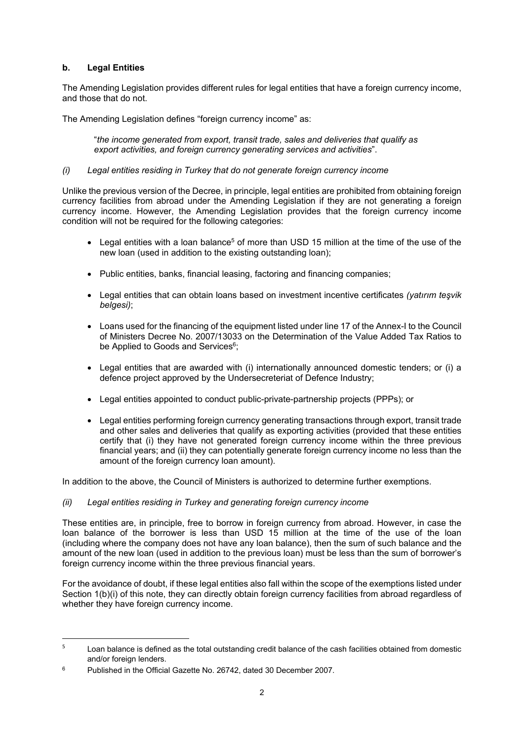### b. Legal Entities

The Amending Legislation provides different rules for legal entities that have a foreign currency income, and those that do not.

The Amending Legislation defines "foreign currency income" as:

> "*the income generated from export, transit trade, sales and deliveries that qualify as export activities, and foreign currency generating services and activities*".

*(i) Legal entities residing in Turkey that do not generate foreign currency income*

Unlike the previous version of the Decree, in principle, legal entities are prohibited from obtaining foreign currency facilities from abroad under the Amending Legislation if they are not generating a foreign currency income. However, the Amending Legislation provides that the foreign currency income condition will not be required for the following categories:

- Legal entities with a loan balance[5] of more than USD 15 million at the time of the use of the new loan (used in addition to the existing outstanding loan);
- Public entities, banks, financial leasing, factoring and financing companies;
- Legal entities that can obtain loans based on investment incentive certificates *(yatırım teşvik belgesi)*;
- Loans used for the financing of the equipment listed under line 17 of the Annex-I to the Council of Ministers Decree No. 2007/13033 on the Determination of the Value Added Tax Ratios to be Applied to Goods and Services[6];
- Legal entities that are awarded with (i) internationally announced domestic tenders; or (i) a defence project approved by the Undersecreteriat of Defence Industry;
- Legal entities appointed to conduct public-private-partnership projects (PPPs); or
- Legal entities performing foreign currency generating transactions through export, transit trade and other sales and deliveries that qualify as exporting activities (provided that these entities certify that (i) they have not generated foreign currency income within the three previous financial years; and (ii) they can potentially generate foreign currency income no less than the amount of the foreign currency loan amount).

In addition to the above, the Council of Ministers is authorized to determine further exemptions.

*(ii) Legal entities residing in Turkey and generating foreign currency income*

These entities are, in principle, free to borrow in foreign currency from abroad. However, in case the loan balance of the borrower is less than USD 15 million at the time of the use of the loan (including where the company does not have any loan balance), then the sum of such balance and the amount of the new loan (used in addition to the previous loan) must be less than the sum of borrower's foreign currency income within the three previous financial years.

For the avoidance of doubt, if these legal entities also fall within the scope of the exemptions listed under Section 1(b)(i) of this note, they can directly obtain foreign currency facilities from abroad regardless of whether they have foreign currency income.

---

[5] Loan balance is defined as the total outstanding credit balance of the cash facilities obtained from domestic and/or foreign lenders.

[6] Published in the Official Gazette No. 26742, dated 30 December 2007.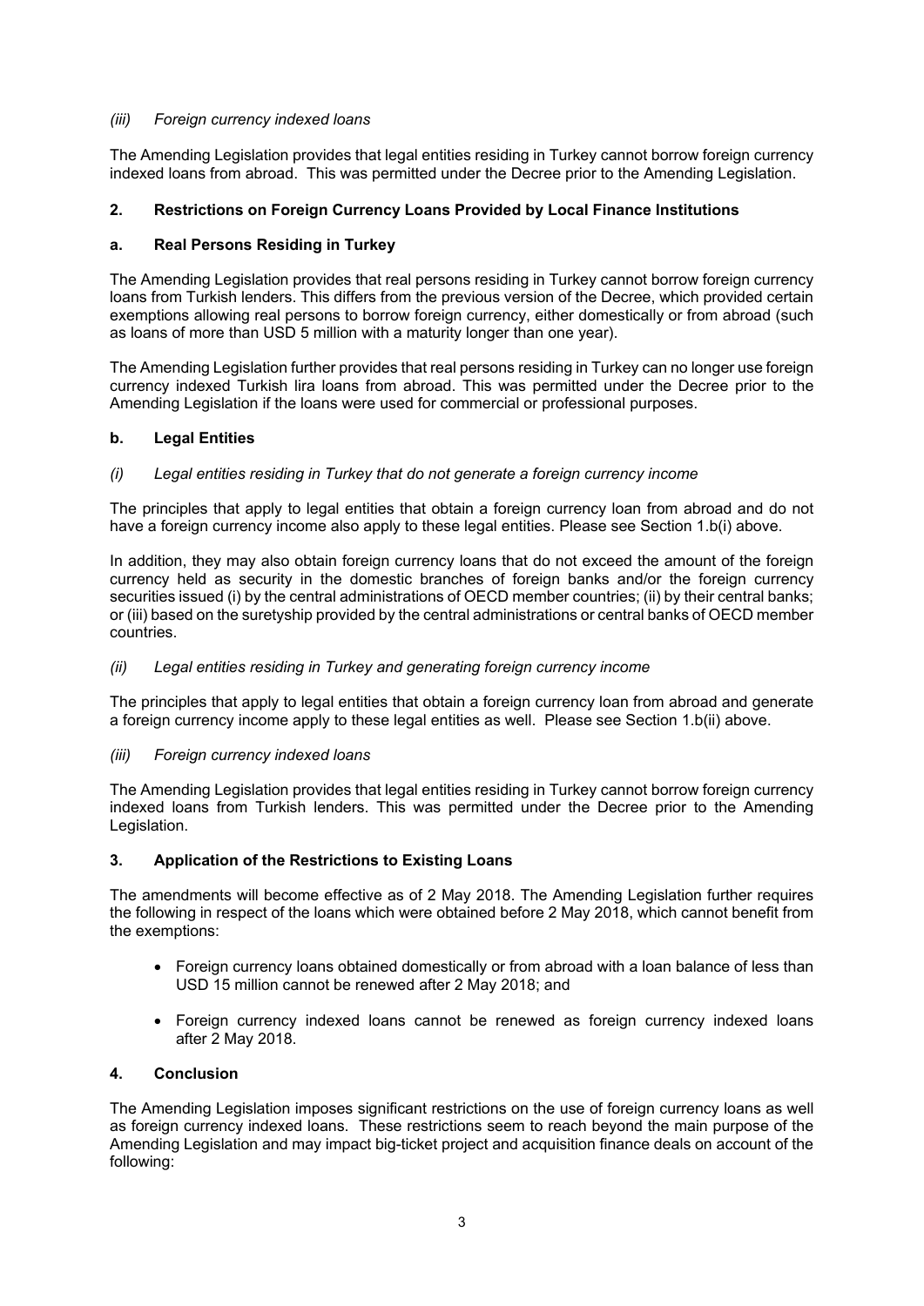*(iii) Foreign currency indexed loans*

The Amending Legislation provides that legal entities residing in Turkey cannot borrow foreign currency indexed loans from abroad. This was permitted under the Decree prior to the Amending Legislation.

## 2. Restrictions on Foreign Currency Loans Provided by Local Finance Institutions

### a. Real Persons Residing in Turkey

The Amending Legislation provides that real persons residing in Turkey cannot borrow foreign currency loans from Turkish lenders. This differs from the previous version of the Decree, which provided certain exemptions allowing real persons to borrow foreign currency, either domestically or from abroad (such as loans of more than USD 5 million with a maturity longer than one year).

The Amending Legislation further provides that real persons residing in Turkey can no longer use foreign currency indexed Turkish lira loans from abroad. This was permitted under the Decree prior to the Amending Legislation if the loans were used for commercial or professional purposes.

### b. Legal Entities

*(i) Legal entities residing in Turkey that do not generate a foreign currency income*

The principles that apply to legal entities that obtain a foreign currency loan from abroad and do not have a foreign currency income also apply to these legal entities. Please see Section 1.b(i) above.

In addition, they may also obtain foreign currency loans that do not exceed the amount of the foreign currency held as security in the domestic branches of foreign banks and/or the foreign currency securities issued (i) by the central administrations of OECD member countries; (ii) by their central banks; or (iii) based on the suretyship provided by the central administrations or central banks of OECD member countries.

*(ii) Legal entities residing in Turkey and generating foreign currency income*

The principles that apply to legal entities that obtain a foreign currency loan from abroad and generate a foreign currency income apply to these legal entities as well. Please see Section 1.b(ii) above.

*(iii) Foreign currency indexed loans*

The Amending Legislation provides that legal entities residing in Turkey cannot borrow foreign currency indexed loans from Turkish lenders. This was permitted under the Decree prior to the Amending Legislation.

## 3. Application of the Restrictions to Existing Loans

The amendments will become effective as of 2 May 2018. The Amending Legislation further requires the following in respect of the loans which were obtained before 2 May 2018, which cannot benefit from the exemptions:

- Foreign currency loans obtained domestically or from abroad with a loan balance of less than USD 15 million cannot be renewed after 2 May 2018; and
- Foreign currency indexed loans cannot be renewed as foreign currency indexed loans after 2 May 2018.

## 4. Conclusion

The Amending Legislation imposes significant restrictions on the use of foreign currency loans as well as foreign currency indexed loans. These restrictions seem to reach beyond the main purpose of the Amending Legislation and may impact big-ticket project and acquisition finance deals on account of the following: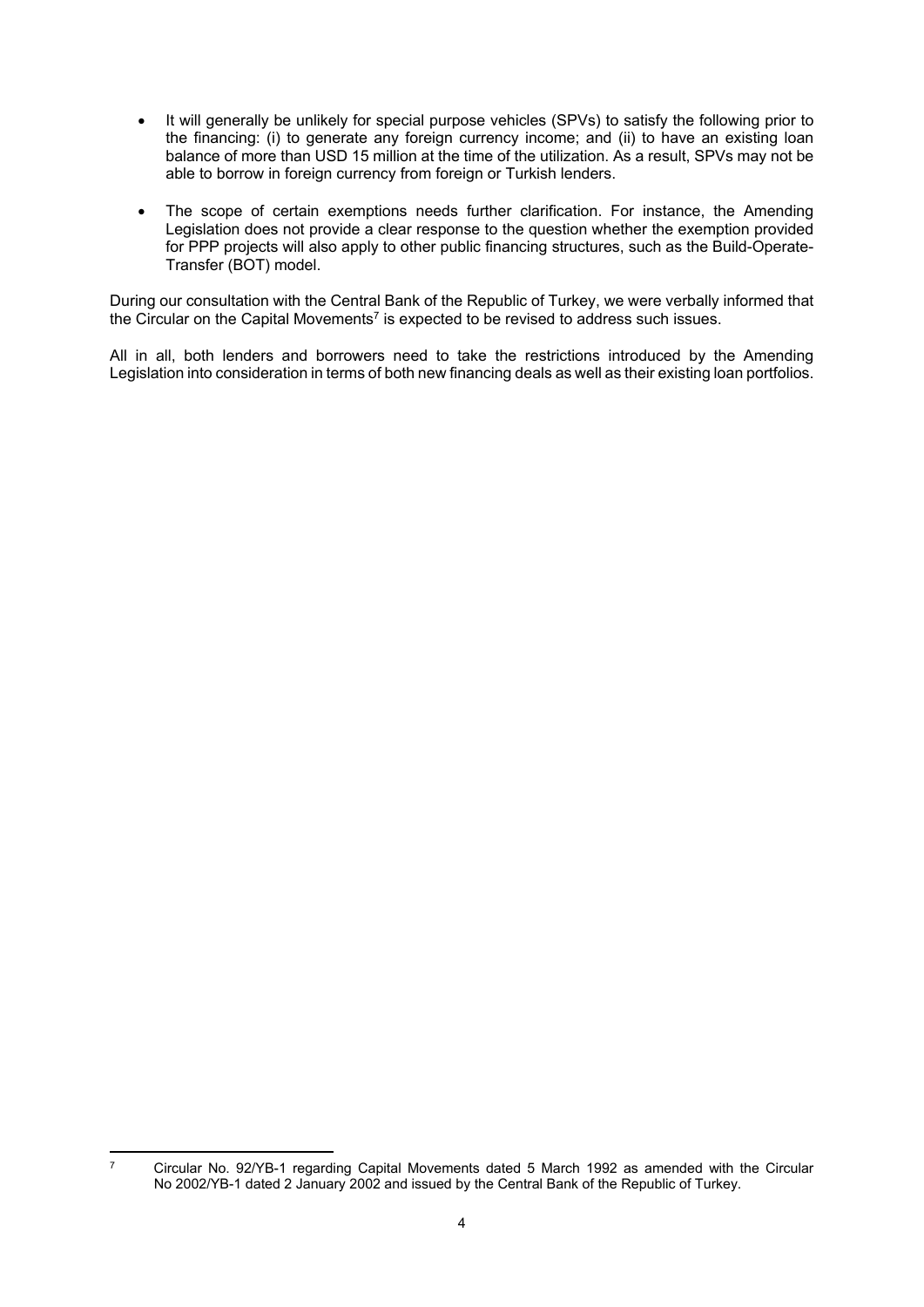- It will generally be unlikely for special purpose vehicles (SPVs) to satisfy the following prior to the financing: (i) to generate any foreign currency income; and (ii) to have an existing loan balance of more than USD 15 million at the time of the utilization. As a result, SPVs may not be able to borrow in foreign currency from foreign or Turkish lenders.

- The scope of certain exemptions needs further clarification. For instance, the Amending Legislation does not provide a clear response to the question whether the exemption provided for PPP projects will also apply to other public financing structures, such as the Build-Operate-Transfer (BOT) model.

During our consultation with the Central Bank of the Republic of Turkey, we were verbally informed that the Circular on the Capital Movements[7] is expected to be revised to address such issues.

All in all, both lenders and borrowers need to take the restrictions introduced by the Amending Legislation into consideration in terms of both new financing deals as well as their existing loan portfolios.

---

[7] Circular No. 92/YB-1 regarding Capital Movements dated 5 March 1992 as amended with the Circular No 2002/YB-1 dated 2 January 2002 and issued by the Central Bank of the Republic of Turkey.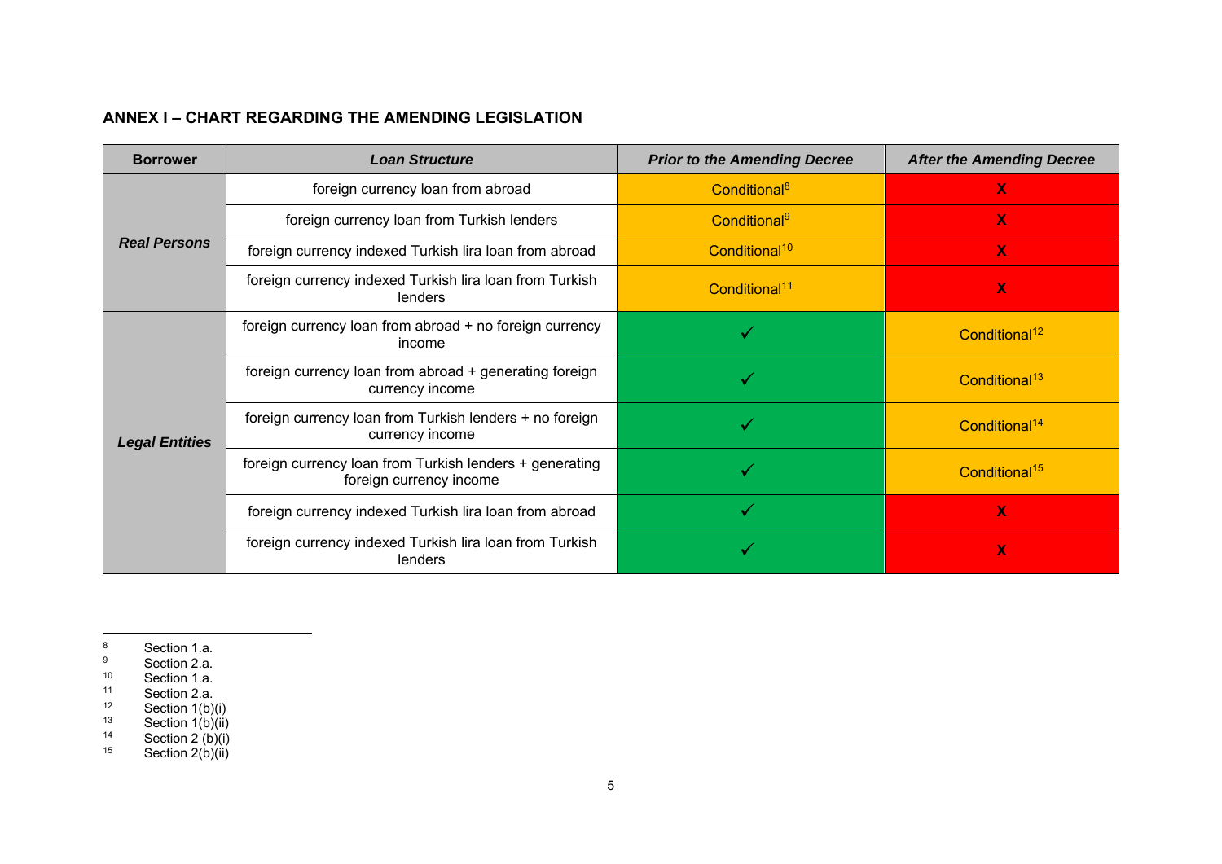## ANNEX I – CHART REGARDING THE AMENDING LEGISLATION

| Borrower | *Loan Structure* | *Prior to the Amending Decree* | *After the Amending Decree* |
|---|---|---|---|
| ***Real Persons*** | foreign currency loan from abroad | Conditional[8] | X |
| | foreign currency loan from Turkish lenders | Conditional[9] | X |
| | foreign currency indexed Turkish lira loan from abroad | Conditional[10] | X |
| | foreign currency indexed Turkish lira loan from Turkish lenders | Conditional[11] | X |
| ***Legal Entities*** | foreign currency loan from abroad + no foreign currency income | ✓ | Conditional[12] |
| | foreign currency loan from abroad + generating foreign currency income | ✓ | Conditional[13] |
| | foreign currency loan from Turkish lenders + no foreign currency income | ✓ | Conditional[14] |
| | foreign currency loan from Turkish lenders + generating foreign currency income | ✓ | Conditional[15] |
| | foreign currency indexed Turkish lira loan from abroad | ✓ | X |
| | foreign currency indexed Turkish lira loan from Turkish lenders | ✓ | X |

---

[8] Section 1.a.

[9] Section 2.a.

[10] Section 1.a.

[11] Section 2.a.

[12] Section 1(b)(i)

[13] Section 1(b)(ii)

[14] Section 2 (b)(i)

[15] Section 2(b)(ii)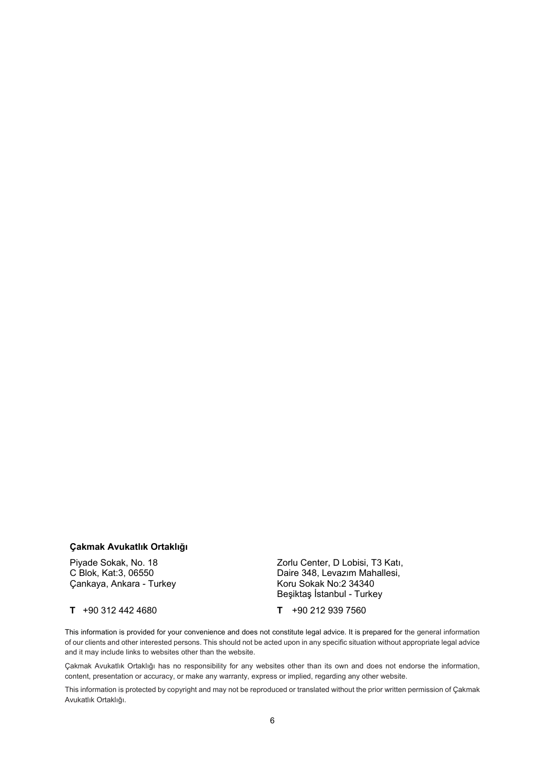**Çakmak Avukatlık Ortaklığı**

Piyade Sokak, No. 18
C Blok, Kat:3, 06550
Çankaya, Ankara - Turkey

**T** +90 312 442 4680

Zorlu Center, D Lobisi, T3 Katı,
Daire 348, Levazım Mahallesi,
Koru Sokak No:2 34340
Beşiktaş İstanbul - Turkey

**T** +90 212 939 7560

This information is provided for your convenience and does not constitute legal advice. It is prepared for the general information of our clients and other interested persons. This should not be acted upon in any specific situation without appropriate legal advice and it may include links to websites other than the website.

Çakmak Avukatlık Ortaklığı has no responsibility for any websites other than its own and does not endorse the information, content, presentation or accuracy, or make any warranty, express or implied, regarding any other website.

This information is protected by copyright and may not be reproduced or translated without the prior written permission of Çakmak Avukatlık Ortaklığı.